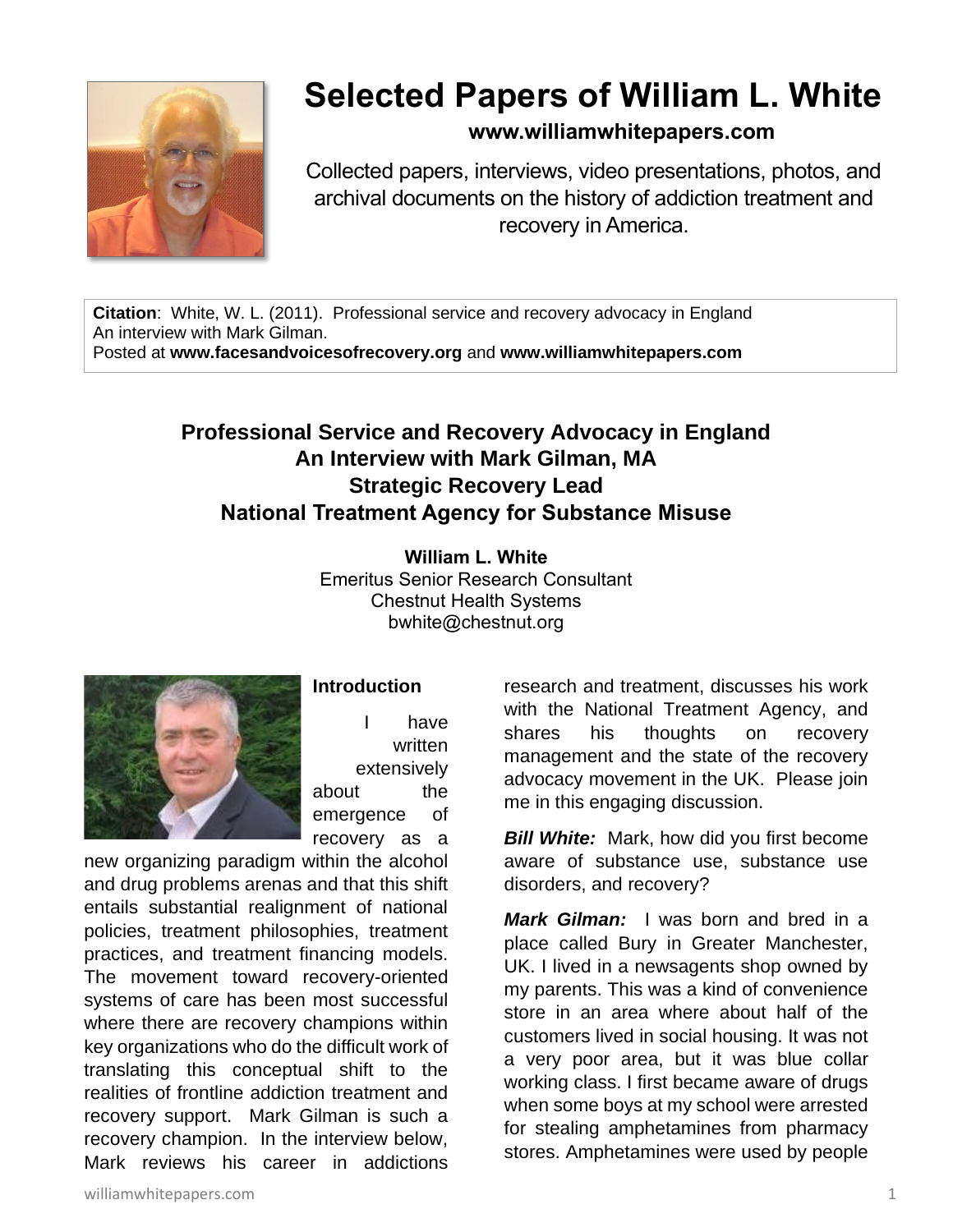# Selected Papers of William L. White

**www.williamwhitepapers.com**

Collected papers, interviews, video presentations, photos, and archival documents on the history of addiction treatment and recovery in America.

**Citation**: White, W. L. (2011). Professional service and recovery advocacy in England An interview with Mark Gilman.
Posted at **www.facesandvoicesofrecovery.org** and **www.williamwhitepapers.com**

## Professional Service and Recovery Advocacy in England An Interview with Mark Gilman, MA Strategic Recovery Lead National Treatment Agency for Substance Misuse

**William L. White**
Emeritus Senior Research Consultant
Chestnut Health Systems
bwhite@chestnut.org

### Introduction

I have written extensively about the emergence of recovery as a new organizing paradigm within the alcohol and drug problems arenas and that this shift entails substantial realignment of national policies, treatment philosophies, treatment practices, and treatment financing models. The movement toward recovery-oriented systems of care has been most successful where there are recovery champions within key organizations who do the difficult work of translating this conceptual shift to the realities of frontline addiction treatment and recovery support. Mark Gilman is such a recovery champion. In the interview below, Mark reviews his career in addictions research and treatment, discusses his work with the National Treatment Agency, and shares his thoughts on recovery management and the state of the recovery advocacy movement in the UK. Please join me in this engaging discussion.

***Bill White:*** Mark, how did you first become aware of substance use, substance use disorders, and recovery?

***Mark Gilman:*** I was born and bred in a place called Bury in Greater Manchester, UK. I lived in a newsagents shop owned by my parents. This was a kind of convenience store in an area where about half of the customers lived in social housing. It was not a very poor area, but it was blue collar working class. I first became aware of drugs when some boys at my school were arrested for stealing amphetamines from pharmacy stores. Amphetamines were used by people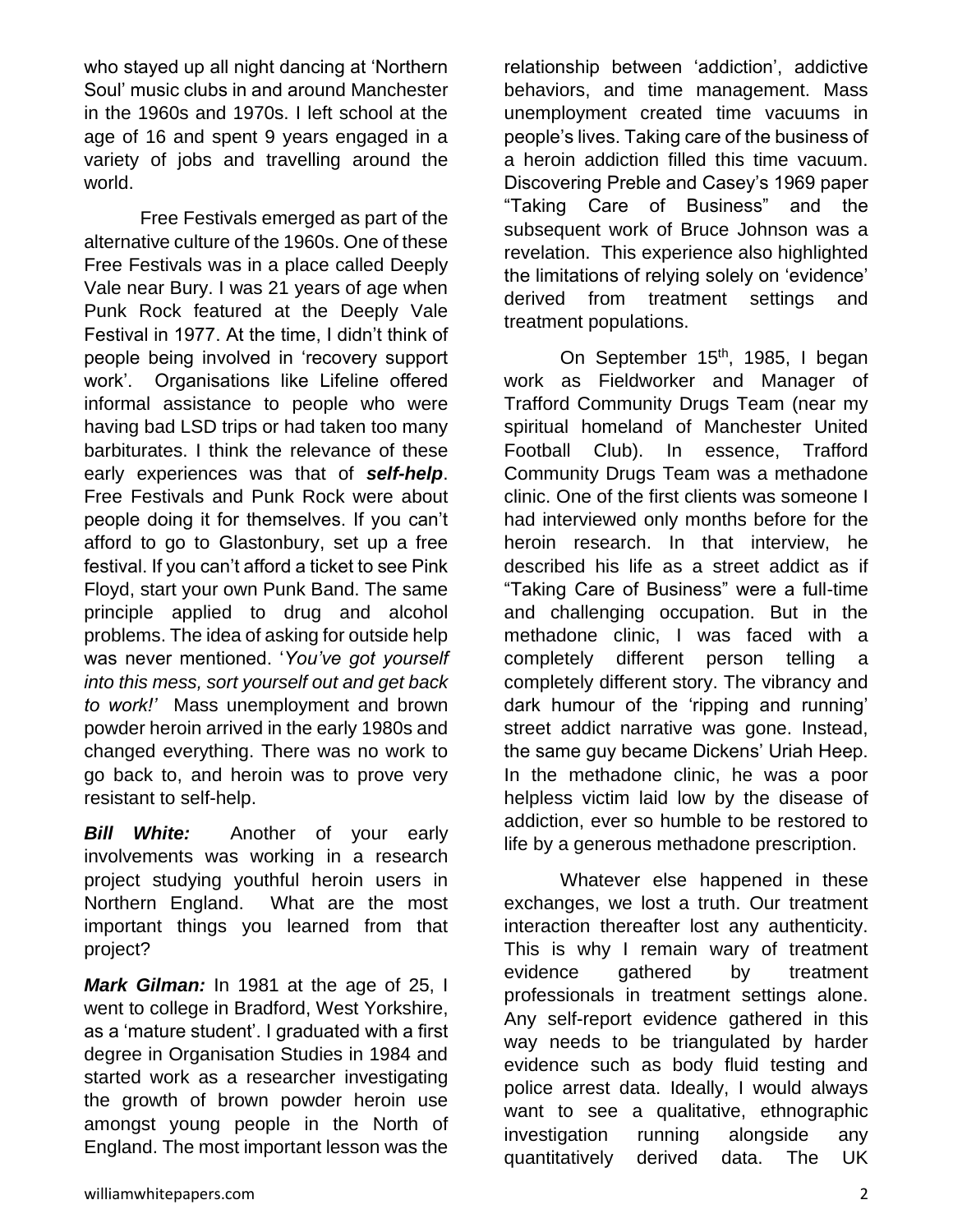who stayed up all night dancing at 'Northern Soul' music clubs in and around Manchester in the 1960s and 1970s. I left school at the age of 16 and spent 9 years engaged in a variety of jobs and travelling around the world.

Free Festivals emerged as part of the alternative culture of the 1960s. One of these Free Festivals was in a place called Deeply Vale near Bury. I was 21 years of age when Punk Rock featured at the Deeply Vale Festival in 1977. At the time, I didn't think of people being involved in 'recovery support work'. Organisations like Lifeline offered informal assistance to people who were having bad LSD trips or had taken too many barbiturates. I think the relevance of these early experiences was that of ***self-help***. Free Festivals and Punk Rock were about people doing it for themselves. If you can't afford to go to Glastonbury, set up a free festival. If you can't afford a ticket to see Pink Floyd, start your own Punk Band. The same principle applied to drug and alcohol problems. The idea of asking for outside help was never mentioned. '*You've got yourself into this mess, sort yourself out and get back to work!*' Mass unemployment and brown powder heroin arrived in the early 1980s and changed everything. There was no work to go back to, and heroin was to prove very resistant to self-help.

***Bill White:*** Another of your early involvements was working in a research project studying youthful heroin users in Northern England. What are the most important things you learned from that project?

***Mark Gilman:*** In 1981 at the age of 25, I went to college in Bradford, West Yorkshire, as a 'mature student'. I graduated with a first degree in Organisation Studies in 1984 and started work as a researcher investigating the growth of brown powder heroin use amongst young people in the North of England. The most important lesson was the relationship between 'addiction', addictive behaviors, and time management. Mass unemployment created time vacuums in people's lives. Taking care of the business of a heroin addiction filled this time vacuum. Discovering Preble and Casey's 1969 paper "Taking Care of Business" and the subsequent work of Bruce Johnson was a revelation. This experience also highlighted the limitations of relying solely on 'evidence' derived from treatment settings and treatment populations.

On September 15th, 1985, I began work as Fieldworker and Manager of Trafford Community Drugs Team (near my spiritual homeland of Manchester United Football Club). In essence, Trafford Community Drugs Team was a methadone clinic. One of the first clients was someone I had interviewed only months before for the heroin research. In that interview, he described his life as a street addict as if "Taking Care of Business" were a full-time and challenging occupation. But in the methadone clinic, I was faced with a completely different person telling a completely different story. The vibrancy and dark humour of the 'ripping and running' street addict narrative was gone. Instead, the same guy became Dickens' Uriah Heep. In the methadone clinic, he was a poor helpless victim laid low by the disease of addiction, ever so humble to be restored to life by a generous methadone prescription.

Whatever else happened in these exchanges, we lost a truth. Our treatment interaction thereafter lost any authenticity. This is why I remain wary of treatment evidence gathered by treatment professionals in treatment settings alone. Any self-report evidence gathered in this way needs to be triangulated by harder evidence such as body fluid testing and police arrest data. Ideally, I would always want to see a qualitative, ethnographic investigation running alongside any quantitatively derived data. The UK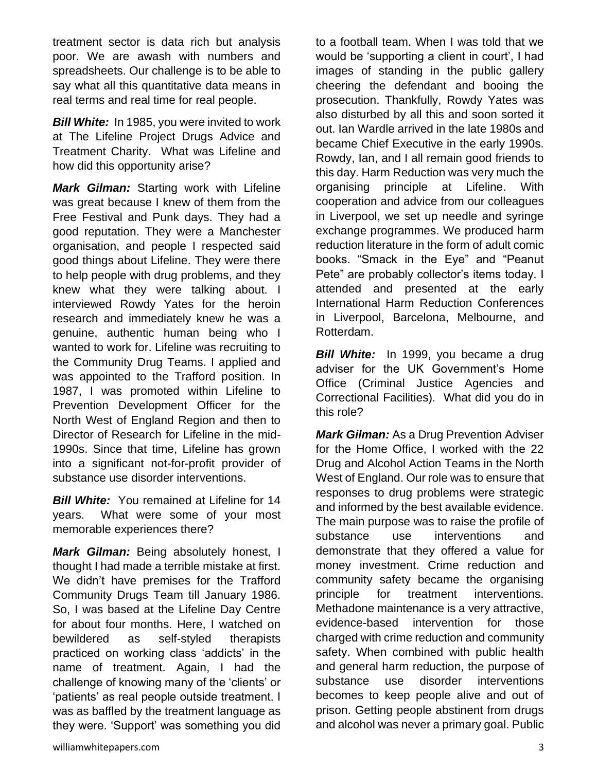treatment sector is data rich but analysis poor. We are awash with numbers and spreadsheets. Our challenge is to be able to say what all this quantitative data means in real terms and real time for real people.

***Bill White:*** In 1985, you were invited to work at The Lifeline Project Drugs Advice and Treatment Charity. What was Lifeline and how did this opportunity arise?

***Mark Gilman:*** Starting work with Lifeline was great because I knew of them from the Free Festival and Punk days. They had a good reputation. They were a Manchester organisation, and people I respected said good things about Lifeline. They were there to help people with drug problems, and they knew what they were talking about. I interviewed Rowdy Yates for the heroin research and immediately knew he was a genuine, authentic human being who I wanted to work for. Lifeline was recruiting to the Community Drug Teams. I applied and was appointed to the Trafford position. In 1987, I was promoted within Lifeline to Prevention Development Officer for the North West of England Region and then to Director of Research for Lifeline in the mid-1990s. Since that time, Lifeline has grown into a significant not-for-profit provider of substance use disorder interventions.

***Bill White:*** You remained at Lifeline for 14 years. What were some of your most memorable experiences there?

***Mark Gilman:*** Being absolutely honest, I thought I had made a terrible mistake at first. We didn't have premises for the Trafford Community Drugs Team till January 1986. So, I was based at the Lifeline Day Centre for about four months. Here, I watched on bewildered as self-styled therapists practiced on working class 'addicts' in the name of treatment. Again, I had the challenge of knowing many of the 'clients' or 'patients' as real people outside treatment. I was as baffled by the treatment language as they were. 'Support' was something you did to a football team. When I was told that we would be 'supporting a client in court', I had images of standing in the public gallery cheering the defendant and booing the prosecution. Thankfully, Rowdy Yates was also disturbed by all this and soon sorted it out. Ian Wardle arrived in the late 1980s and became Chief Executive in the early 1990s. Rowdy, Ian, and I all remain good friends to this day. Harm Reduction was very much the organising principle at Lifeline. With cooperation and advice from our colleagues in Liverpool, we set up needle and syringe exchange programmes. We produced harm reduction literature in the form of adult comic books. "Smack in the Eye" and "Peanut Pete" are probably collector's items today. I attended and presented at the early International Harm Reduction Conferences in Liverpool, Barcelona, Melbourne, and Rotterdam.

***Bill White:*** In 1999, you became a drug adviser for the UK Government's Home Office (Criminal Justice Agencies and Correctional Facilities). What did you do in this role?

***Mark Gilman:*** As a Drug Prevention Adviser for the Home Office, I worked with the 22 Drug and Alcohol Action Teams in the North West of England. Our role was to ensure that responses to drug problems were strategic and informed by the best available evidence. The main purpose was to raise the profile of substance use interventions and demonstrate that they offered a value for money investment. Crime reduction and community safety became the organising principle for treatment interventions. Methadone maintenance is a very attractive, evidence-based intervention for those charged with crime reduction and community safety. When combined with public health and general harm reduction, the purpose of substance use disorder interventions becomes to keep people alive and out of prison. Getting people abstinent from drugs and alcohol was never a primary goal. Public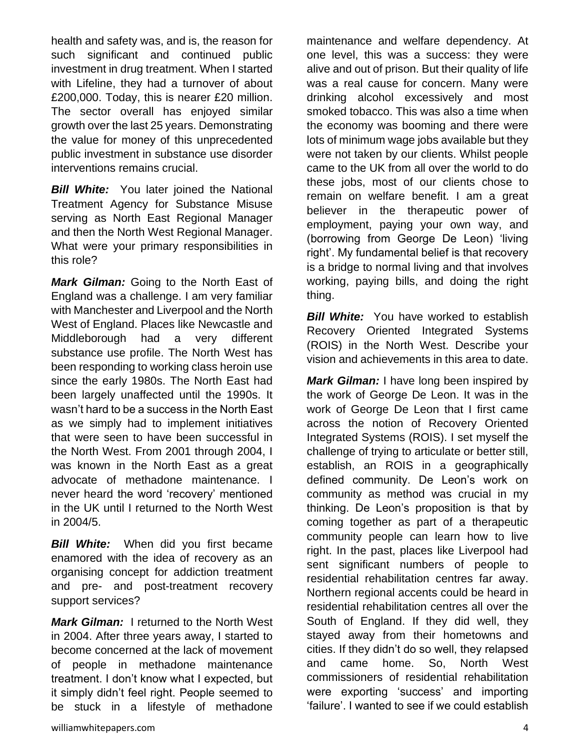health and safety was, and is, the reason for such significant and continued public investment in drug treatment. When I started with Lifeline, they had a turnover of about £200,000. Today, this is nearer £20 million. The sector overall has enjoyed similar growth over the last 25 years. Demonstrating the value for money of this unprecedented public investment in substance use disorder interventions remains crucial.

***Bill White:*** You later joined the National Treatment Agency for Substance Misuse serving as North East Regional Manager and then the North West Regional Manager. What were your primary responsibilities in this role?

***Mark Gilman:*** Going to the North East of England was a challenge. I am very familiar with Manchester and Liverpool and the North West of England. Places like Newcastle and Middleborough had a very different substance use profile. The North West has been responding to working class heroin use since the early 1980s. The North East had been largely unaffected until the 1990s. It wasn't hard to be a success in the North East as we simply had to implement initiatives that were seen to have been successful in the North West. From 2001 through 2004, I was known in the North East as a great advocate of methadone maintenance. I never heard the word 'recovery' mentioned in the UK until I returned to the North West in 2004/5.

***Bill White:*** When did you first became enamored with the idea of recovery as an organising concept for addiction treatment and pre- and post-treatment recovery support services?

***Mark Gilman:*** I returned to the North West in 2004. After three years away, I started to become concerned at the lack of movement of people in methadone maintenance treatment. I don't know what I expected, but it simply didn't feel right. People seemed to be stuck in a lifestyle of methadone maintenance and welfare dependency. At one level, this was a success: they were alive and out of prison. But their quality of life was a real cause for concern. Many were drinking alcohol excessively and most smoked tobacco. This was also a time when the economy was booming and there were lots of minimum wage jobs available but they were not taken by our clients. Whilst people came to the UK from all over the world to do these jobs, most of our clients chose to remain on welfare benefit. I am a great believer in the therapeutic power of employment, paying your own way, and (borrowing from George De Leon) 'living right'. My fundamental belief is that recovery is a bridge to normal living and that involves working, paying bills, and doing the right thing.

***Bill White:*** You have worked to establish Recovery Oriented Integrated Systems (ROIS) in the North West. Describe your vision and achievements in this area to date.

***Mark Gilman:*** I have long been inspired by the work of George De Leon. It was in the work of George De Leon that I first came across the notion of Recovery Oriented Integrated Systems (ROIS). I set myself the challenge of trying to articulate or better still, establish, an ROIS in a geographically defined community. De Leon's work on community as method was crucial in my thinking. De Leon's proposition is that by coming together as part of a therapeutic community people can learn how to live right. In the past, places like Liverpool had sent significant numbers of people to residential rehabilitation centres far away. Northern regional accents could be heard in residential rehabilitation centres all over the South of England. If they did well, they stayed away from their hometowns and cities. If they didn't do so well, they relapsed and came home. So, North West commissioners of residential rehabilitation were exporting 'success' and importing 'failure'. I wanted to see if we could establish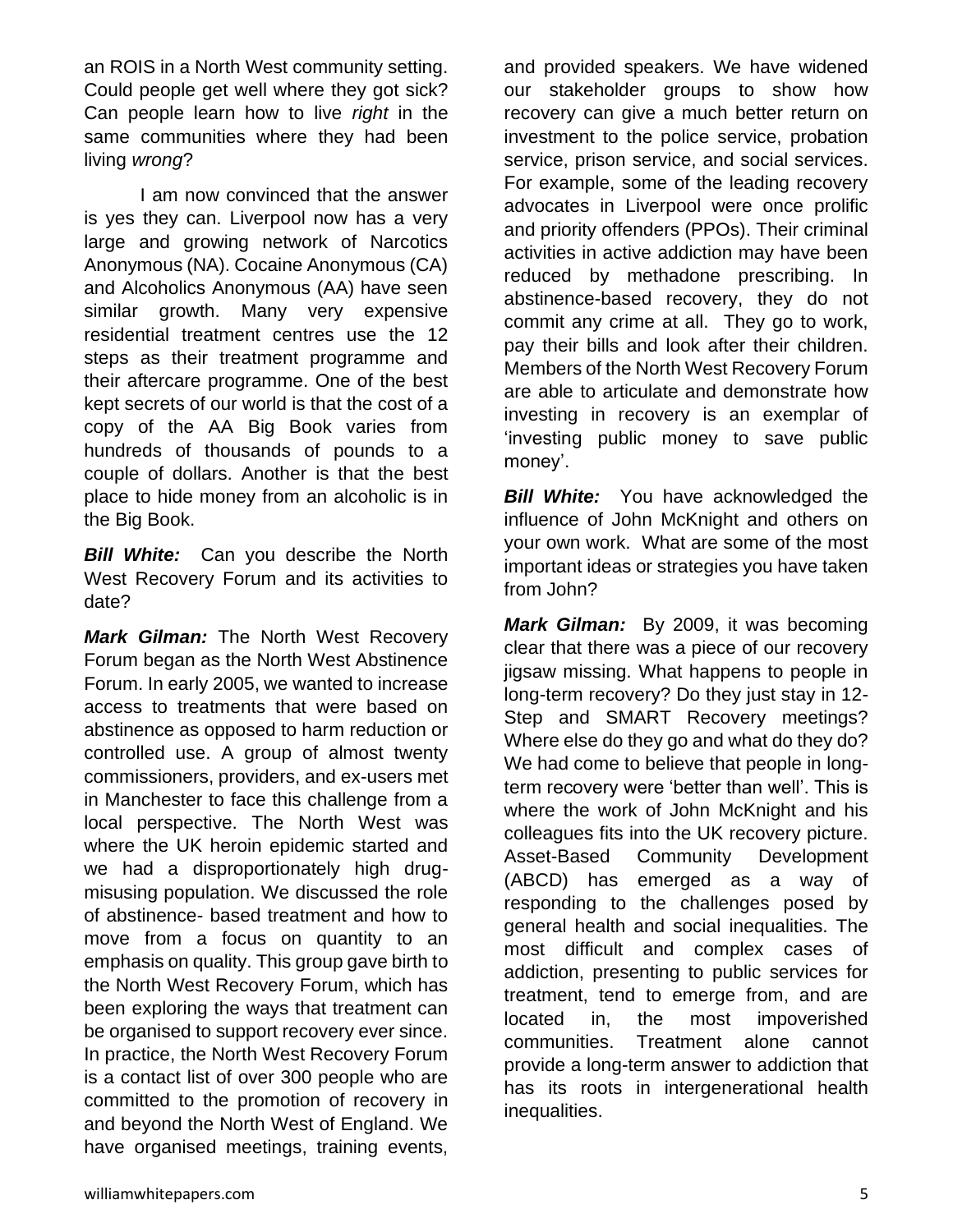an ROIS in a North West community setting. Could people get well where they got sick? Can people learn how to live *right* in the same communities where they had been living *wrong*?

I am now convinced that the answer is yes they can. Liverpool now has a very large and growing network of Narcotics Anonymous (NA). Cocaine Anonymous (CA) and Alcoholics Anonymous (AA) have seen similar growth. Many very expensive residential treatment centres use the 12 steps as their treatment programme and their aftercare programme. One of the best kept secrets of our world is that the cost of a copy of the AA Big Book varies from hundreds of thousands of pounds to a couple of dollars. Another is that the best place to hide money from an alcoholic is in the Big Book.

***Bill White:*** Can you describe the North West Recovery Forum and its activities to date?

***Mark Gilman:*** The North West Recovery Forum began as the North West Abstinence Forum. In early 2005, we wanted to increase access to treatments that were based on abstinence as opposed to harm reduction or controlled use. A group of almost twenty commissioners, providers, and ex-users met in Manchester to face this challenge from a local perspective. The North West was where the UK heroin epidemic started and we had a disproportionately high drug-misusing population. We discussed the role of abstinence- based treatment and how to move from a focus on quantity to an emphasis on quality. This group gave birth to the North West Recovery Forum, which has been exploring the ways that treatment can be organised to support recovery ever since. In practice, the North West Recovery Forum is a contact list of over 300 people who are committed to the promotion of recovery in and beyond the North West of England. We have organised meetings, training events, and provided speakers. We have widened our stakeholder groups to show how recovery can give a much better return on investment to the police service, probation service, prison service, and social services. For example, some of the leading recovery advocates in Liverpool were once prolific and priority offenders (PPOs). Their criminal activities in active addiction may have been reduced by methadone prescribing. In abstinence-based recovery, they do not commit any crime at all. They go to work, pay their bills and look after their children. Members of the North West Recovery Forum are able to articulate and demonstrate how investing in recovery is an exemplar of 'investing public money to save public money'.

***Bill White:*** You have acknowledged the influence of John McKnight and others on your own work. What are some of the most important ideas or strategies you have taken from John?

***Mark Gilman:*** By 2009, it was becoming clear that there was a piece of our recovery jigsaw missing. What happens to people in long-term recovery? Do they just stay in 12-Step and SMART Recovery meetings? Where else do they go and what do they do? We had come to believe that people in long-term recovery were 'better than well'. This is where the work of John McKnight and his colleagues fits into the UK recovery picture. Asset-Based Community Development (ABCD) has emerged as a way of responding to the challenges posed by general health and social inequalities. The most difficult and complex cases of addiction, presenting to public services for treatment, tend to emerge from, and are located in, the most impoverished communities. Treatment alone cannot provide a long-term answer to addiction that has its roots in intergenerational health inequalities.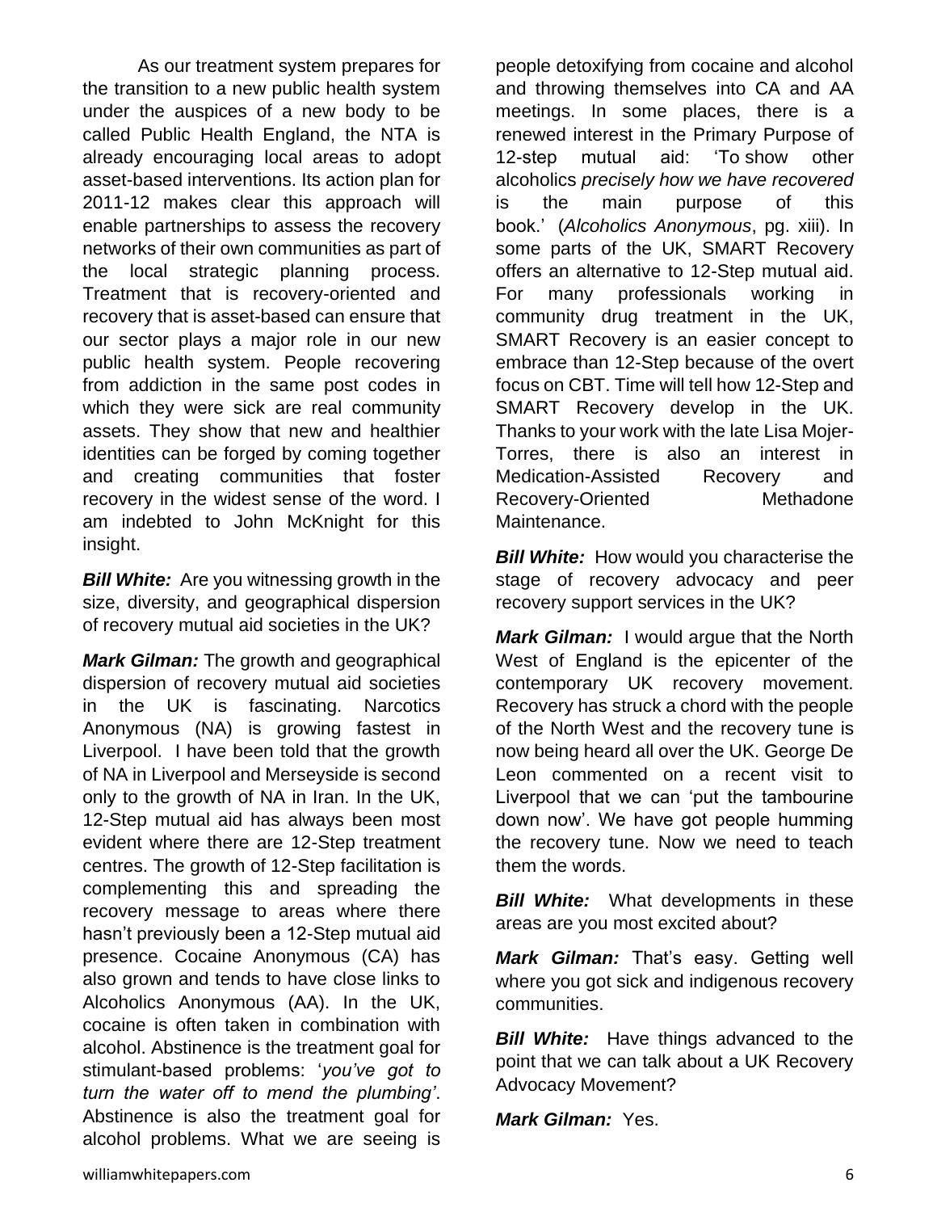As our treatment system prepares for the transition to a new public health system under the auspices of a new body to be called Public Health England, the NTA is already encouraging local areas to adopt asset-based interventions. Its action plan for 2011-12 makes clear this approach will enable partnerships to assess the recovery networks of their own communities as part of the local strategic planning process. Treatment that is recovery-oriented and recovery that is asset-based can ensure that our sector plays a major role in our new public health system. People recovering from addiction in the same post codes in which they were sick are real community assets. They show that new and healthier identities can be forged by coming together and creating communities that foster recovery in the widest sense of the word. I am indebted to John McKnight for this insight.

***Bill White:*** Are you witnessing growth in the size, diversity, and geographical dispersion of recovery mutual aid societies in the UK?

***Mark Gilman:*** The growth and geographical dispersion of recovery mutual aid societies in the UK is fascinating. Narcotics Anonymous (NA) is growing fastest in Liverpool. I have been told that the growth of NA in Liverpool and Merseyside is second only to the growth of NA in Iran. In the UK, 12-Step mutual aid has always been most evident where there are 12-Step treatment centres. The growth of 12-Step facilitation is complementing this and spreading the recovery message to areas where there hasn't previously been a 12-Step mutual aid presence. Cocaine Anonymous (CA) has also grown and tends to have close links to Alcoholics Anonymous (AA). In the UK, cocaine is often taken in combination with alcohol. Abstinence is the treatment goal for stimulant-based problems: '*you've got to turn the water off to mend the plumbing*'. Abstinence is also the treatment goal for alcohol problems. What we are seeing is people detoxifying from cocaine and alcohol and throwing themselves into CA and AA meetings. In some places, there is a renewed interest in the Primary Purpose of 12-step mutual aid: 'To show other alcoholics *precisely how we have recovered* is the main purpose of this book.' (*Alcoholics Anonymous*, pg. xiii). In some parts of the UK, SMART Recovery offers an alternative to 12-Step mutual aid. For many professionals working in community drug treatment in the UK, SMART Recovery is an easier concept to embrace than 12-Step because of the overt focus on CBT. Time will tell how 12-Step and SMART Recovery develop in the UK. Thanks to your work with the late Lisa Mojer-Torres, there is also an interest in Medication-Assisted Recovery and Recovery-Oriented Methadone Maintenance.

***Bill White:*** How would you characterise the stage of recovery advocacy and peer recovery support services in the UK?

***Mark Gilman:*** I would argue that the North West of England is the epicenter of the contemporary UK recovery movement. Recovery has struck a chord with the people of the North West and the recovery tune is now being heard all over the UK. George De Leon commented on a recent visit to Liverpool that we can 'put the tambourine down now'. We have got people humming the recovery tune. Now we need to teach them the words.

***Bill White:*** What developments in these areas are you most excited about?

***Mark Gilman:*** That's easy. Getting well where you got sick and indigenous recovery communities.

***Bill White:*** Have things advanced to the point that we can talk about a UK Recovery Advocacy Movement?

***Mark Gilman:*** Yes.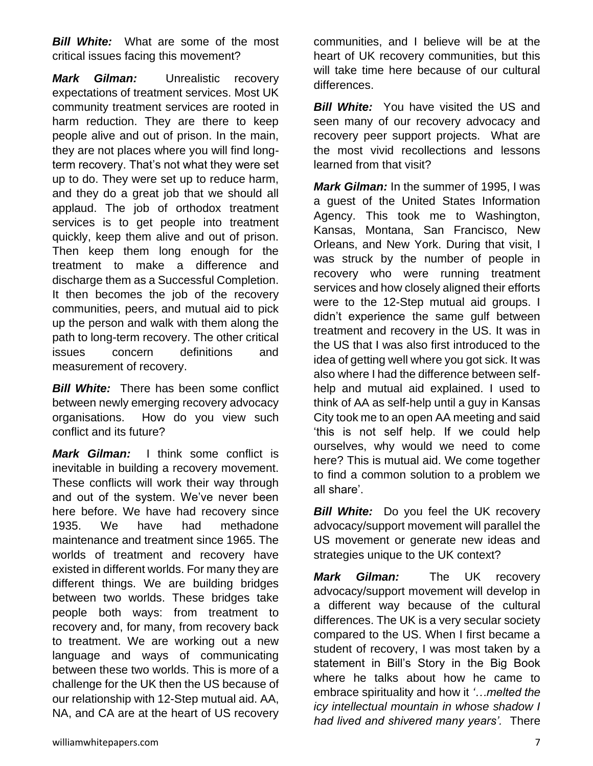***Bill White:*** What are some of the most critical issues facing this movement?

***Mark Gilman:*** Unrealistic recovery expectations of treatment services. Most UK community treatment services are rooted in harm reduction. They are there to keep people alive and out of prison. In the main, they are not places where you will find long-term recovery. That's not what they were set up to do. They were set up to reduce harm, and they do a great job that we should all applaud. The job of orthodox treatment services is to get people into treatment quickly, keep them alive and out of prison. Then keep them long enough for the treatment to make a difference and discharge them as a Successful Completion. It then becomes the job of the recovery communities, peers, and mutual aid to pick up the person and walk with them along the path to long-term recovery. The other critical issues concern definitions and measurement of recovery.

***Bill White:*** There has been some conflict between newly emerging recovery advocacy organisations. How do you view such conflict and its future?

***Mark Gilman:*** I think some conflict is inevitable in building a recovery movement. These conflicts will work their way through and out of the system. We've never been here before. We have had recovery since 1935. We have had methadone maintenance and treatment since 1965. The worlds of treatment and recovery have existed in different worlds. For many they are different things. We are building bridges between two worlds. These bridges take people both ways: from treatment to recovery and, for many, from recovery back to treatment. We are working out a new language and ways of communicating between these two worlds. This is more of a challenge for the UK then the US because of our relationship with 12-Step mutual aid. AA, NA, and CA are at the heart of US recovery communities, and I believe will be at the heart of UK recovery communities, but this will take time here because of our cultural differences.

***Bill White:*** You have visited the US and seen many of our recovery advocacy and recovery peer support projects. What are the most vivid recollections and lessons learned from that visit?

***Mark Gilman:*** In the summer of 1995, I was a guest of the United States Information Agency. This took me to Washington, Kansas, Montana, San Francisco, New Orleans, and New York. During that visit, I was struck by the number of people in recovery who were running treatment services and how closely aligned their efforts were to the 12-Step mutual aid groups. I didn't experience the same gulf between treatment and recovery in the US. It was in the US that I was also first introduced to the idea of getting well where you got sick. It was also where I had the difference between self-help and mutual aid explained. I used to think of AA as self-help until a guy in Kansas City took me to an open AA meeting and said 'this is not self help. If we could help ourselves, why would we need to come here? This is mutual aid. We come together to find a common solution to a problem we all share'.

***Bill White:*** Do you feel the UK recovery advocacy/support movement will parallel the US movement or generate new ideas and strategies unique to the UK context?

***Mark Gilman:*** The UK recovery advocacy/support movement will develop in a different way because of the cultural differences. The UK is a very secular society compared to the US. When I first became a student of recovery, I was most taken by a statement in Bill's Story in the Big Book where he talks about how he came to embrace spirituality and how it *'…melted the icy intellectual mountain in whose shadow I had lived and shivered many years'.* There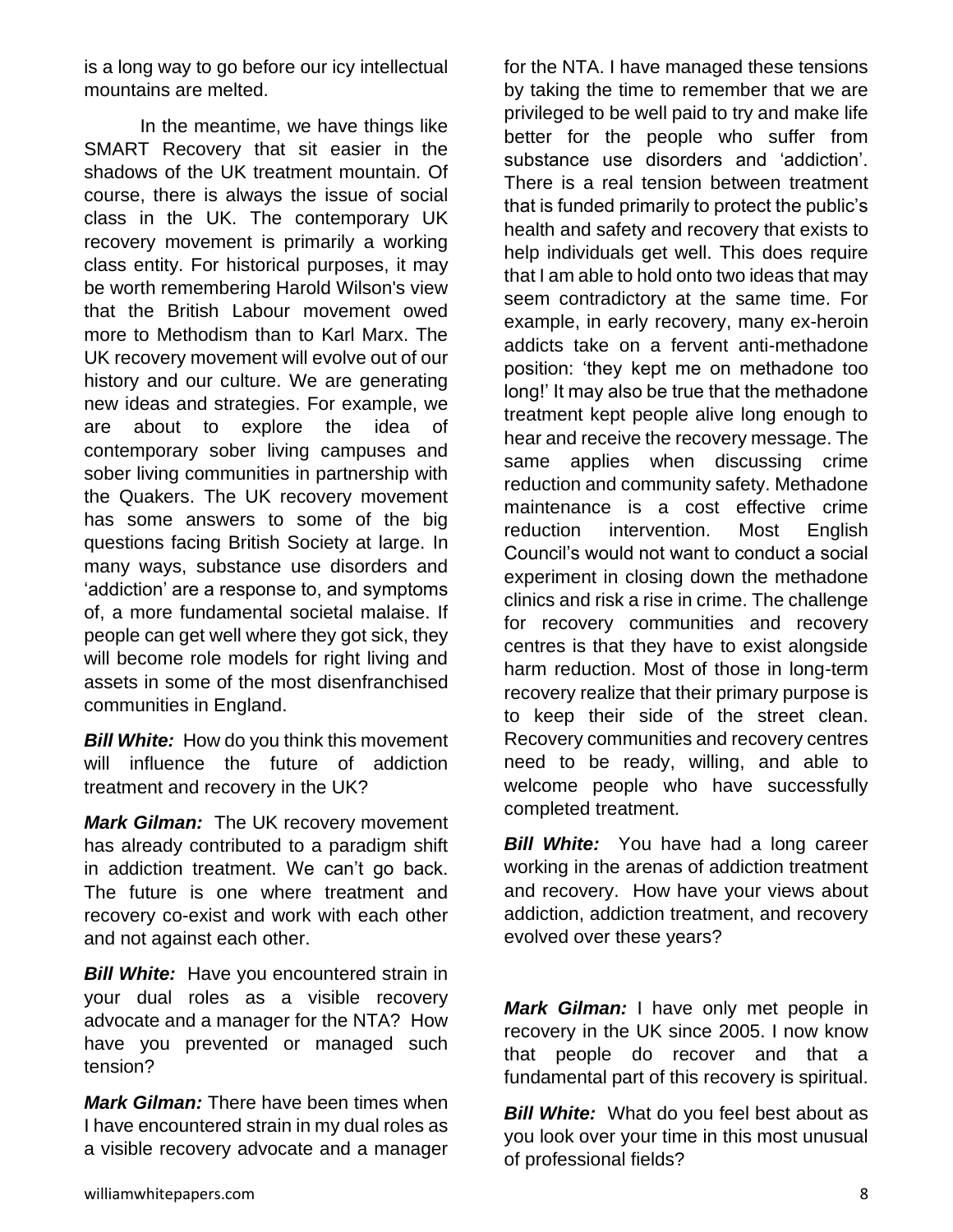is a long way to go before our icy intellectual mountains are melted.

In the meantime, we have things like SMART Recovery that sit easier in the shadows of the UK treatment mountain. Of course, there is always the issue of social class in the UK. The contemporary UK recovery movement is primarily a working class entity. For historical purposes, it may be worth remembering Harold Wilson's view that the British Labour movement owed more to Methodism than to Karl Marx. The UK recovery movement will evolve out of our history and our culture. We are generating new ideas and strategies. For example, we are about to explore the idea of contemporary sober living campuses and sober living communities in partnership with the Quakers. The UK recovery movement has some answers to some of the big questions facing British Society at large. In many ways, substance use disorders and 'addiction' are a response to, and symptoms of, a more fundamental societal malaise. If people can get well where they got sick, they will become role models for right living and assets in some of the most disenfranchised communities in England.

***Bill White:*** How do you think this movement will influence the future of addiction treatment and recovery in the UK?

***Mark Gilman:*** The UK recovery movement has already contributed to a paradigm shift in addiction treatment. We can't go back. The future is one where treatment and recovery co-exist and work with each other and not against each other.

***Bill White:*** Have you encountered strain in your dual roles as a visible recovery advocate and a manager for the NTA? How have you prevented or managed such tension?

***Mark Gilman:*** There have been times when I have encountered strain in my dual roles as a visible recovery advocate and a manager for the NTA. I have managed these tensions by taking the time to remember that we are privileged to be well paid to try and make life better for the people who suffer from substance use disorders and 'addiction'. There is a real tension between treatment that is funded primarily to protect the public's health and safety and recovery that exists to help individuals get well. This does require that I am able to hold onto two ideas that may seem contradictory at the same time. For example, in early recovery, many ex-heroin addicts take on a fervent anti-methadone position: 'they kept me on methadone too long!' It may also be true that the methadone treatment kept people alive long enough to hear and receive the recovery message. The same applies when discussing crime reduction and community safety. Methadone maintenance is a cost effective crime reduction intervention. Most English Council's would not want to conduct a social experiment in closing down the methadone clinics and risk a rise in crime. The challenge for recovery communities and recovery centres is that they have to exist alongside harm reduction. Most of those in long-term recovery realize that their primary purpose is to keep their side of the street clean. Recovery communities and recovery centres need to be ready, willing, and able to welcome people who have successfully completed treatment.

***Bill White:*** You have had a long career working in the arenas of addiction treatment and recovery. How have your views about addiction, addiction treatment, and recovery evolved over these years?

***Mark Gilman:*** I have only met people in recovery in the UK since 2005. I now know that people do recover and that a fundamental part of this recovery is spiritual.

***Bill White:*** What do you feel best about as you look over your time in this most unusual of professional fields?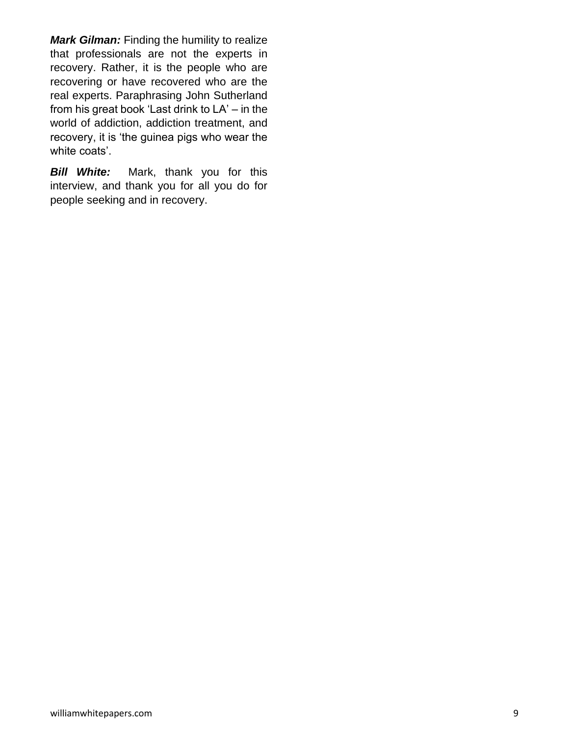***Mark Gilman:*** Finding the humility to realize that professionals are not the experts in recovery. Rather, it is the people who are recovering or have recovered who are the real experts. Paraphrasing John Sutherland from his great book 'Last drink to LA' – in the world of addiction, addiction treatment, and recovery, it is 'the guinea pigs who wear the white coats'.

***Bill White:*** Mark, thank you for this interview, and thank you for all you do for people seeking and in recovery.